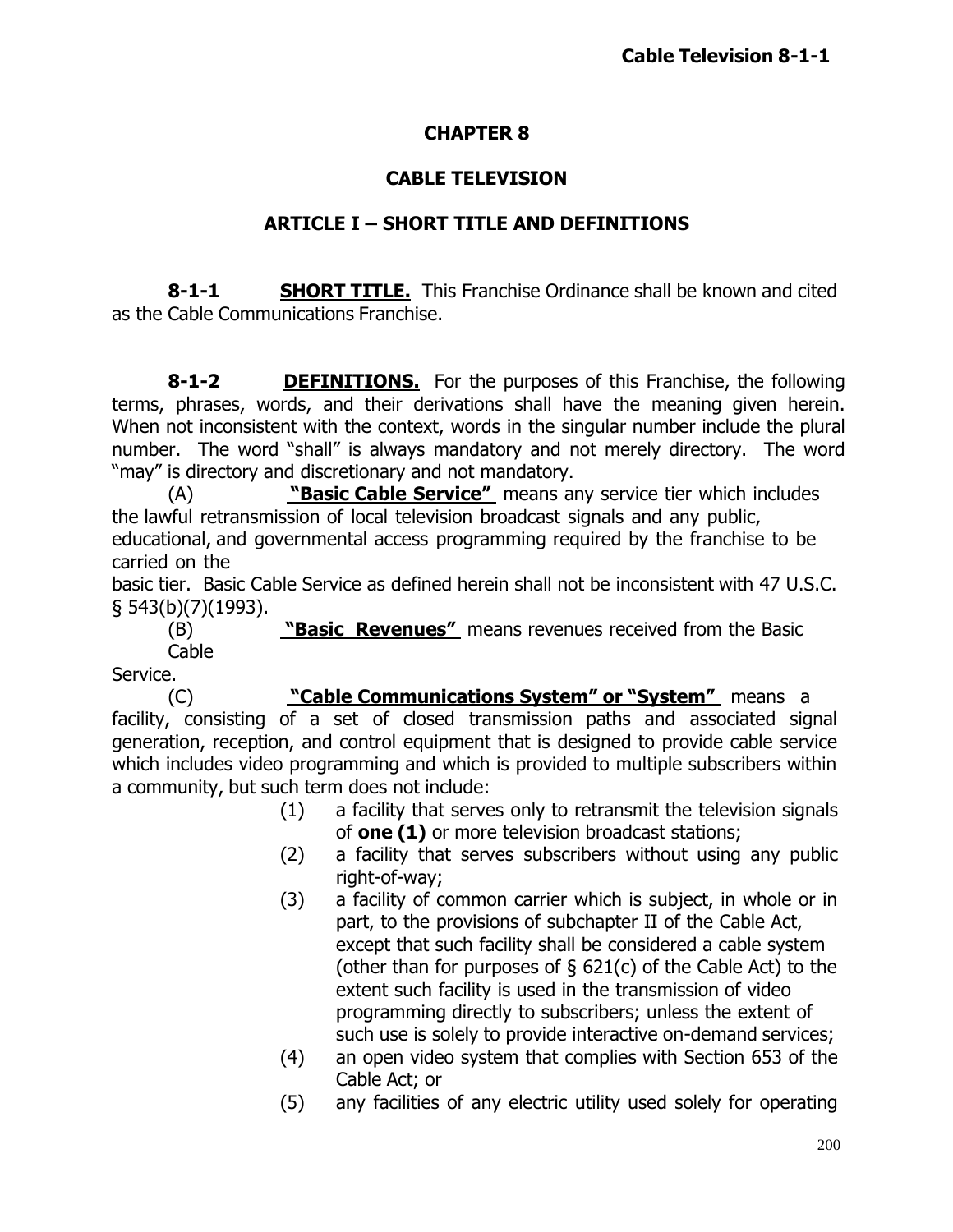# CHAPTER 8

# CABLE TELEVISION

## ARTICLE I – SHORT TITLE AND DEFINITIONS

**8-1-1** **SHORT TITLE.** This Franchise Ordinance shall be known and cited as the Cable Communications Franchise.

**8-1-2** **DEFINITIONS.** For the purposes of this Franchise, the following terms, phrases, words, and their derivations shall have the meaning given herein. When not inconsistent with the context, words in the singular number include the plural number. The word "shall" is always mandatory and not merely directory. The word "may" is directory and discretionary and not mandatory.

(A) **"Basic Cable Service"** means any service tier which includes the lawful retransmission of local television broadcast signals and any public, educational, and governmental access programming required by the franchise to be carried on the basic tier. Basic Cable Service as defined herein shall not be inconsistent with 47 U.S.C. § 543(b)(7)(1993).

(B) **"Basic Revenues"** means revenues received from the Basic Cable Service.

(C) **"Cable Communications System" or "System"** means a facility, consisting of a set of closed transmission paths and associated signal generation, reception, and control equipment that is designed to provide cable service which includes video programming and which is provided to multiple subscribers within a community, but such term does not include:

(1) a facility that serves only to retransmit the television signals of **one (1)** or more television broadcast stations;

(2) a facility that serves subscribers without using any public right-of-way;

(3) a facility of common carrier which is subject, in whole or in part, to the provisions of subchapter II of the Cable Act, except that such facility shall be considered a cable system (other than for purposes of § 621(c) of the Cable Act) to the extent such facility is used in the transmission of video programming directly to subscribers; unless the extent of such use is solely to provide interactive on-demand services;

(4) an open video system that complies with Section 653 of the Cable Act; or

(5) any facilities of any electric utility used solely for operating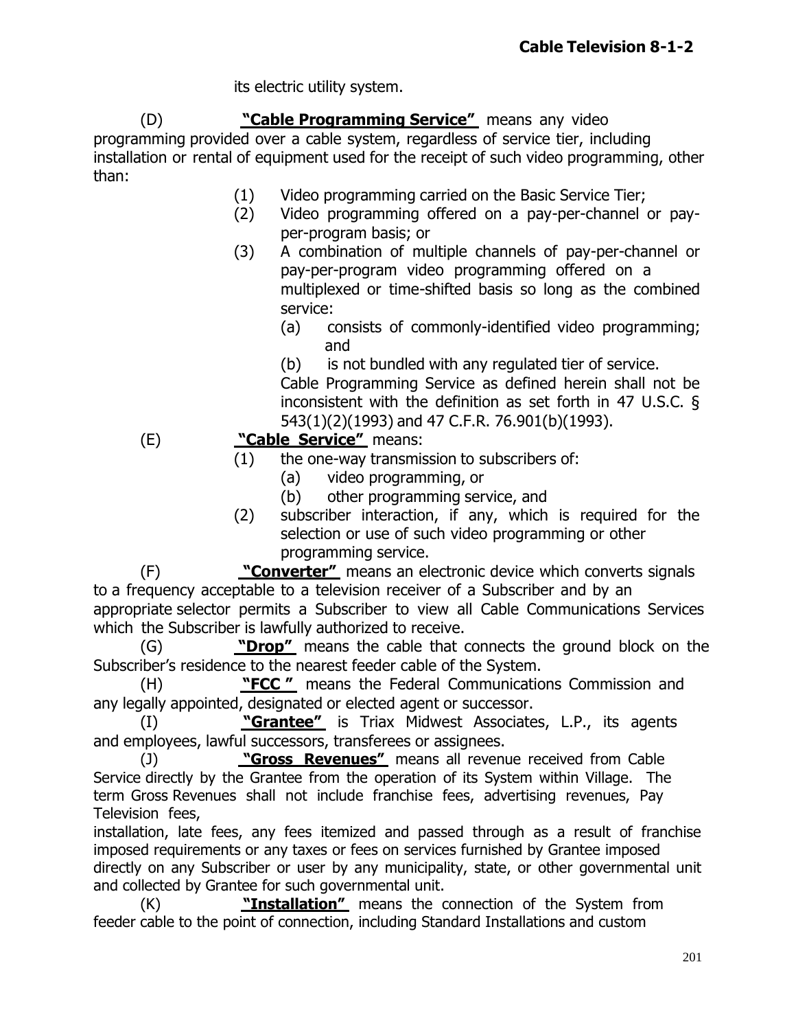its electric utility system.

(D) **"Cable Programming Service"** means any video programming provided over a cable system, regardless of service tier, including installation or rental of equipment used for the receipt of such video programming, other than:

(1) Video programming carried on the Basic Service Tier;

(2) Video programming offered on a pay-per-channel or pay-per-program basis; or

(3) A combination of multiple channels of pay-per-channel or pay-per-program video programming offered on a multiplexed or time-shifted basis so long as the combined service:

(a) consists of commonly-identified video programming; and

(b) is not bundled with any regulated tier of service.

Cable Programming Service as defined herein shall not be inconsistent with the definition as set forth in 47 U.S.C. § 543(1)(2)(1993) and 47 C.F.R. 76.901(b)(1993).

(E) **"Cable Service"** means:

(1) the one-way transmission to subscribers of:

(a) video programming, or

(b) other programming service, and

(2) subscriber interaction, if any, which is required for the selection or use of such video programming or other programming service.

(F) **"Converter"** means an electronic device which converts signals to a frequency acceptable to a television receiver of a Subscriber and by an appropriate selector permits a Subscriber to view all Cable Communications Services which the Subscriber is lawfully authorized to receive.

(G) **"Drop"** means the cable that connects the ground block on the Subscriber's residence to the nearest feeder cable of the System.

(H) **"FCC "** means the Federal Communications Commission and any legally appointed, designated or elected agent or successor.

(I) **"Grantee"** is Triax Midwest Associates, L.P., its agents and employees, lawful successors, transferees or assignees.

(J) **"Gross Revenues"** means all revenue received from Cable Service directly by the Grantee from the operation of its System within Village. The term Gross Revenues shall not include franchise fees, advertising revenues, Pay Television fees,
installation, late fees, any fees itemized and passed through as a result of franchise imposed requirements or any taxes or fees on services furnished by Grantee imposed directly on any Subscriber or user by any municipality, state, or other governmental unit and collected by Grantee for such governmental unit.

(K) **"Installation"** means the connection of the System from feeder cable to the point of connection, including Standard Installations and custom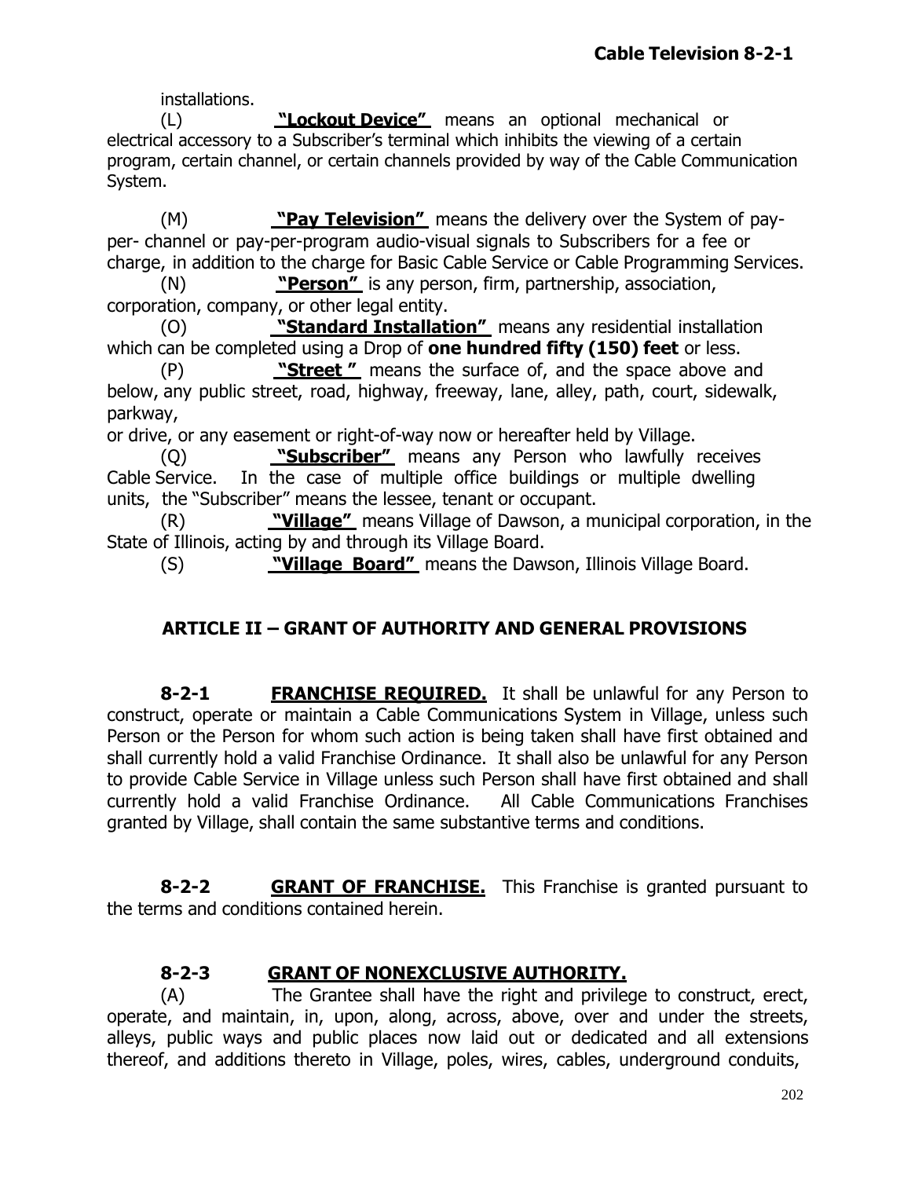installations.

(L) **"Lockout Device"** means an optional mechanical or electrical accessory to a Subscriber's terminal which inhibits the viewing of a certain program, certain channel, or certain channels provided by way of the Cable Communication System.

(M) **"Pay Television"** means the delivery over the System of pay-per- channel or pay-per-program audio-visual signals to Subscribers for a fee or charge, in addition to the charge for Basic Cable Service or Cable Programming Services.

(N) **"Person"** is any person, firm, partnership, association, corporation, company, or other legal entity.

(O) **"Standard Installation"** means any residential installation which can be completed using a Drop of **one hundred fifty (150) feet** or less.

(P) **"Street "** means the surface of, and the space above and below, any public street, road, highway, freeway, lane, alley, path, court, sidewalk, parkway,
or drive, or any easement or right-of-way now or hereafter held by Village.

(Q) **"Subscriber"** means any Person who lawfully receives Cable Service. In the case of multiple office buildings or multiple dwelling units, the "Subscriber" means the lessee, tenant or occupant.

(R) **"Village"** means Village of Dawson, a municipal corporation, in the State of Illinois, acting by and through its Village Board.

(S) **"Village Board"** means the Dawson, Illinois Village Board.

## ARTICLE II – GRANT OF AUTHORITY AND GENERAL PROVISIONS

**8-2-1 FRANCHISE REQUIRED.** It shall be unlawful for any Person to construct, operate or maintain a Cable Communications System in Village, unless such Person or the Person for whom such action is being taken shall have first obtained and shall currently hold a valid Franchise Ordinance. It shall also be unlawful for any Person to provide Cable Service in Village unless such Person shall have first obtained and shall currently hold a valid Franchise Ordinance. All Cable Communications Franchises granted by Village, shall contain the same substantive terms and conditions.

**8-2-2 GRANT OF FRANCHISE.** This Franchise is granted pursuant to the terms and conditions contained herein.

**8-2-3 GRANT OF NONEXCLUSIVE AUTHORITY.**

(A) The Grantee shall have the right and privilege to construct, erect, operate, and maintain, in, upon, along, across, above, over and under the streets, alleys, public ways and public places now laid out or dedicated and all extensions thereof, and additions thereto in Village, poles, wires, cables, underground conduits,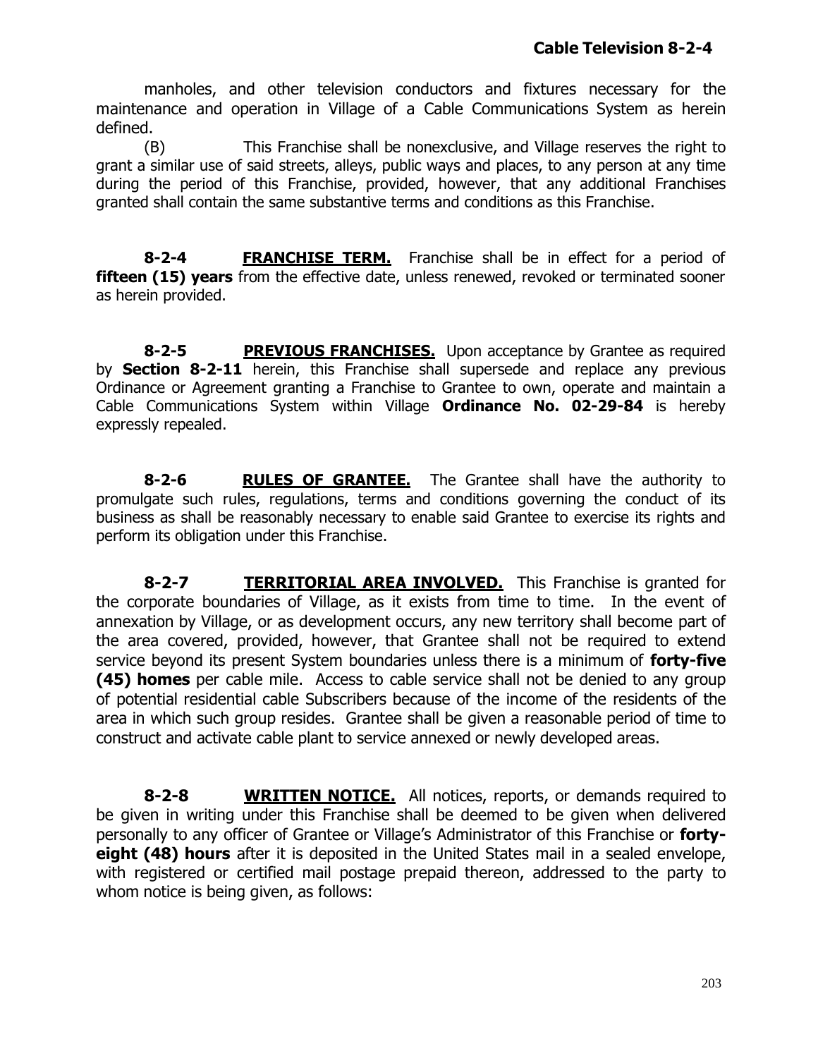manholes, and other television conductors and fixtures necessary for the maintenance and operation in Village of a Cable Communications System as herein defined.

(B) This Franchise shall be nonexclusive, and Village reserves the right to grant a similar use of said streets, alleys, public ways and places, to any person at any time during the period of this Franchise, provided, however, that any additional Franchises granted shall contain the same substantive terms and conditions as this Franchise.

**8-2-4** **FRANCHISE TERM.** Franchise shall be in effect for a period of **fifteen (15) years** from the effective date, unless renewed, revoked or terminated sooner as herein provided.

**8-2-5** **PREVIOUS FRANCHISES.** Upon acceptance by Grantee as required by **Section 8-2-11** herein, this Franchise shall supersede and replace any previous Ordinance or Agreement granting a Franchise to Grantee to own, operate and maintain a Cable Communications System within Village **Ordinance No. 02-29-84** is hereby expressly repealed.

**8-2-6** **RULES OF GRANTEE.** The Grantee shall have the authority to promulgate such rules, regulations, terms and conditions governing the conduct of its business as shall be reasonably necessary to enable said Grantee to exercise its rights and perform its obligation under this Franchise.

**8-2-7** **TERRITORIAL AREA INVOLVED.** This Franchise is granted for the corporate boundaries of Village, as it exists from time to time. In the event of annexation by Village, or as development occurs, any new territory shall become part of the area covered, provided, however, that Grantee shall not be required to extend service beyond its present System boundaries unless there is a minimum of **forty-five (45) homes** per cable mile. Access to cable service shall not be denied to any group of potential residential cable Subscribers because of the income of the residents of the area in which such group resides. Grantee shall be given a reasonable period of time to construct and activate cable plant to service annexed or newly developed areas.

**8-2-8** **WRITTEN NOTICE.** All notices, reports, or demands required to be given in writing under this Franchise shall be deemed to be given when delivered personally to any officer of Grantee or Village's Administrator of this Franchise or **forty-eight (48) hours** after it is deposited in the United States mail in a sealed envelope, with registered or certified mail postage prepaid thereon, addressed to the party to whom notice is being given, as follows: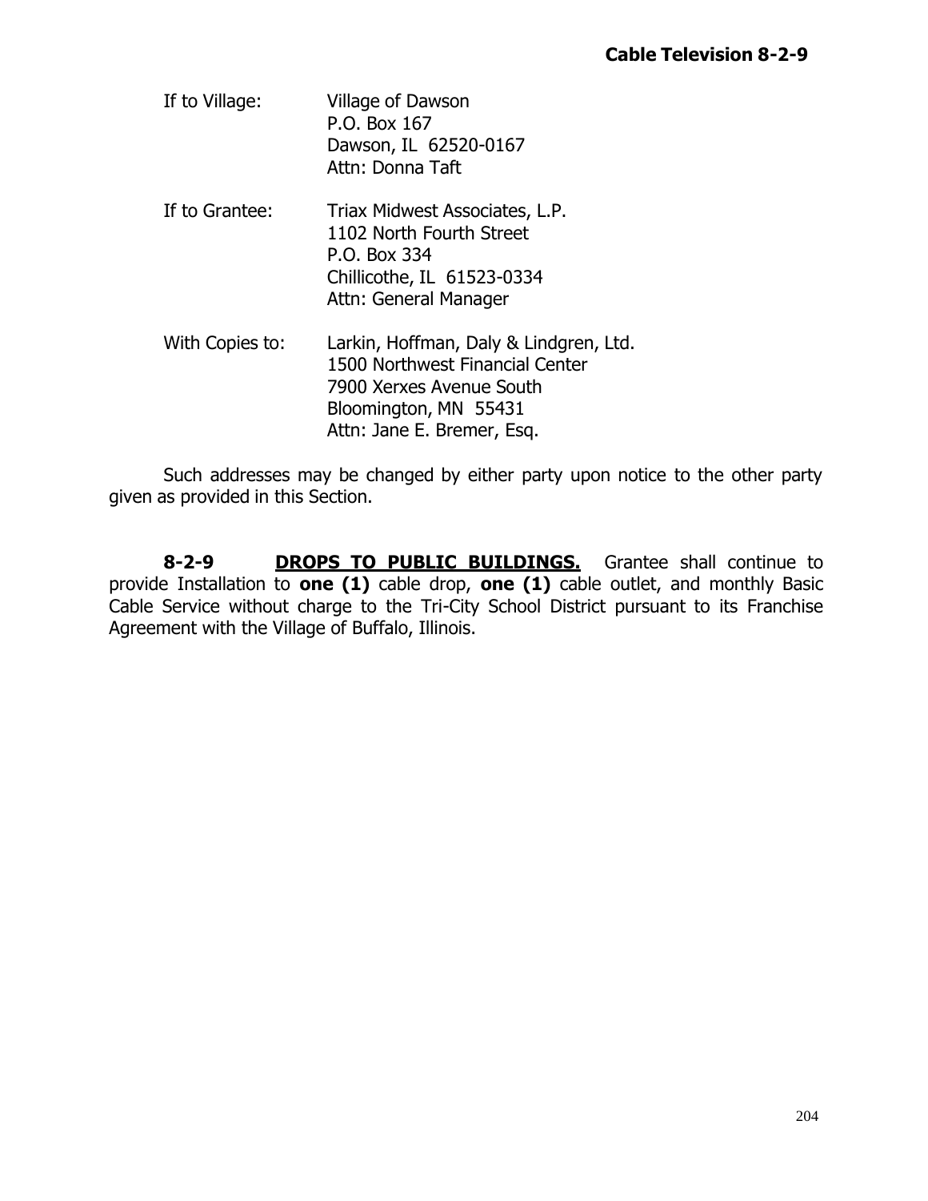If to Village: Village of Dawson
P.O. Box 167
Dawson, IL 62520-0167
Attn: Donna Taft

If to Grantee: Triax Midwest Associates, L.P.
1102 North Fourth Street
P.O. Box 334
Chillicothe, IL 61523-0334
Attn: General Manager

With Copies to: Larkin, Hoffman, Daly & Lindgren, Ltd.
1500 Northwest Financial Center
7900 Xerxes Avenue South
Bloomington, MN 55431
Attn: Jane E. Bremer, Esq.

Such addresses may be changed by either party upon notice to the other party given as provided in this Section.

**8-2-9** **<u>DROPS TO PUBLIC BUILDINGS.</u>** Grantee shall continue to provide Installation to **one (1)** cable drop, **one (1)** cable outlet, and monthly Basic Cable Service without charge to the Tri-City School District pursuant to its Franchise Agreement with the Village of Buffalo, Illinois.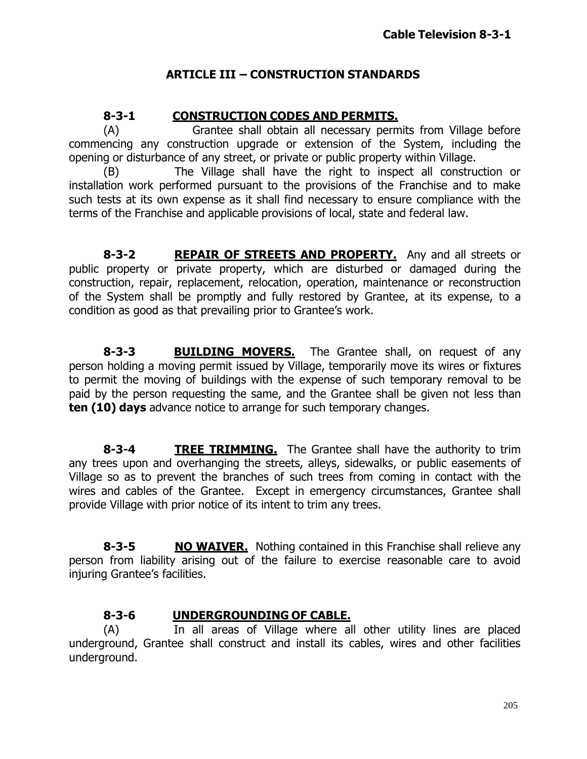## ARTICLE III – CONSTRUCTION STANDARDS

### 8-3-1 CONSTRUCTION CODES AND PERMITS.

(A) Grantee shall obtain all necessary permits from Village before commencing any construction upgrade or extension of the System, including the opening or disturbance of any street, or private or public property within Village.

(B) The Village shall have the right to inspect all construction or installation work performed pursuant to the provisions of the Franchise and to make such tests at its own expense as it shall find necessary to ensure compliance with the terms of the Franchise and applicable provisions of local, state and federal law.

**8-3-2 REPAIR OF STREETS AND PROPERTY.** Any and all streets or public property or private property, which are disturbed or damaged during the construction, repair, replacement, relocation, operation, maintenance or reconstruction of the System shall be promptly and fully restored by Grantee, at its expense, to a condition as good as that prevailing prior to Grantee's work.

**8-3-3 BUILDING MOVERS.** The Grantee shall, on request of any person holding a moving permit issued by Village, temporarily move its wires or fixtures to permit the moving of buildings with the expense of such temporary removal to be paid by the person requesting the same, and the Grantee shall be given not less than **ten (10) days** advance notice to arrange for such temporary changes.

**8-3-4 TREE TRIMMING.** The Grantee shall have the authority to trim any trees upon and overhanging the streets, alleys, sidewalks, or public easements of Village so as to prevent the branches of such trees from coming in contact with the wires and cables of the Grantee. Except in emergency circumstances, Grantee shall provide Village with prior notice of its intent to trim any trees.

**8-3-5 NO WAIVER.** Nothing contained in this Franchise shall relieve any person from liability arising out of the failure to exercise reasonable care to avoid injuring Grantee's facilities.

### 8-3-6 UNDERGROUNDING OF CABLE.

(A) In all areas of Village where all other utility lines are placed underground, Grantee shall construct and install its cables, wires and other facilities underground.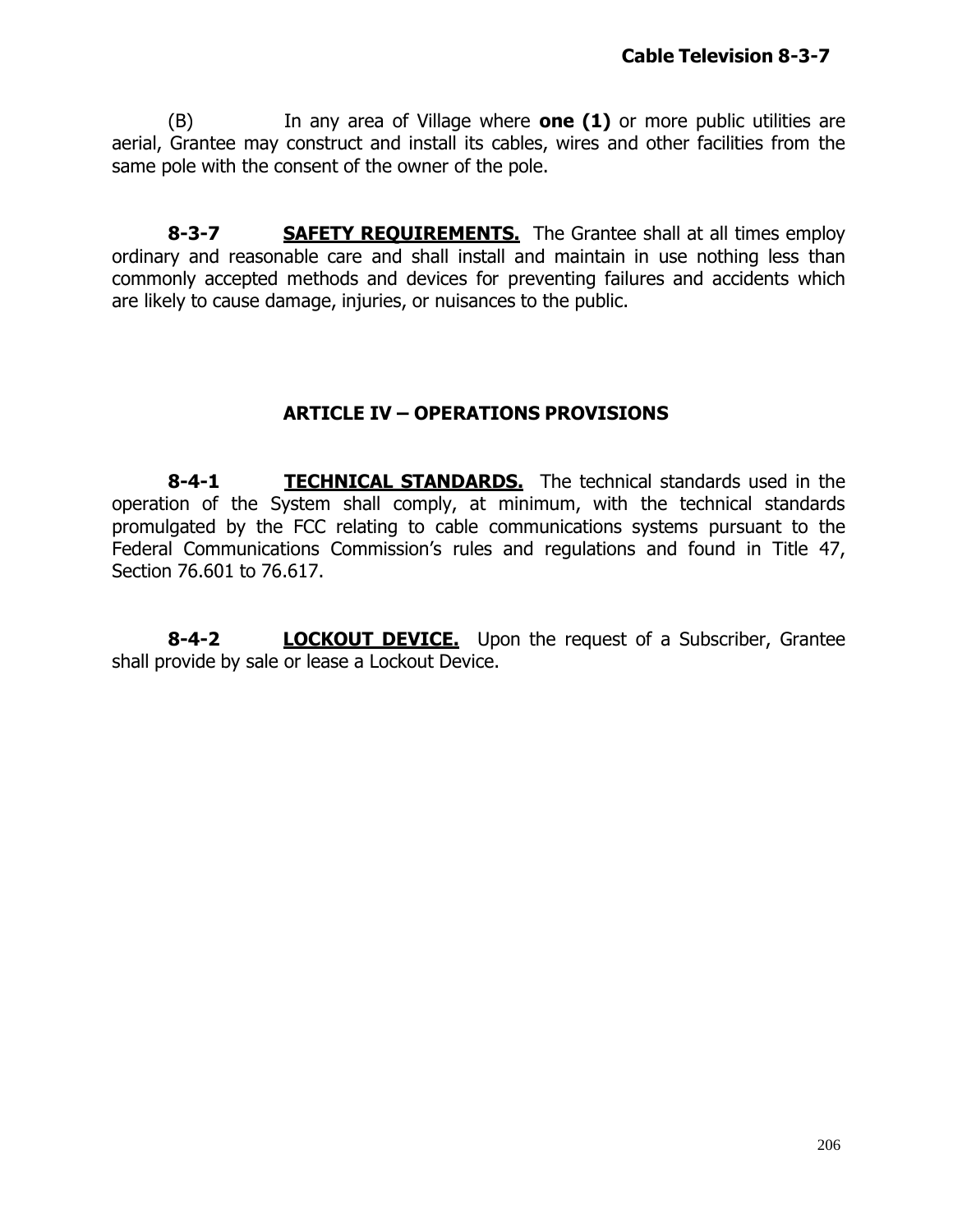(B) In any area of Village where **one (1)** or more public utilities are aerial, Grantee may construct and install its cables, wires and other facilities from the same pole with the consent of the owner of the pole.

**8-3-7** **SAFETY REQUIREMENTS.** The Grantee shall at all times employ ordinary and reasonable care and shall install and maintain in use nothing less than commonly accepted methods and devices for preventing failures and accidents which are likely to cause damage, injuries, or nuisances to the public.

## ARTICLE IV – OPERATIONS PROVISIONS

**8-4-1** **TECHNICAL STANDARDS.** The technical standards used in the operation of the System shall comply, at minimum, with the technical standards promulgated by the FCC relating to cable communications systems pursuant to the Federal Communications Commission's rules and regulations and found in Title 47, Section 76.601 to 76.617.

**8-4-2** **LOCKOUT DEVICE.** Upon the request of a Subscriber, Grantee shall provide by sale or lease a Lockout Device.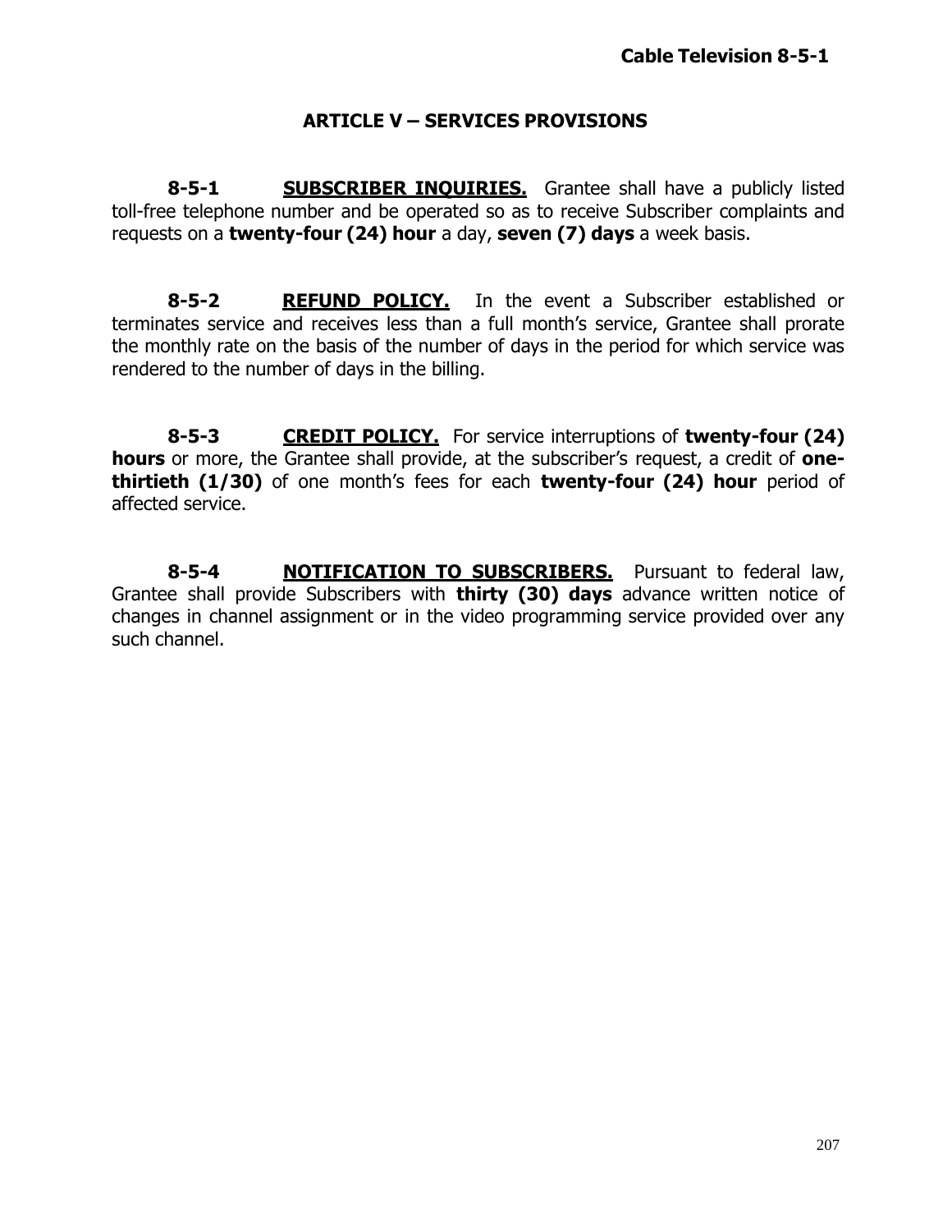## ARTICLE V – SERVICES PROVISIONS

**8-5-1** **SUBSCRIBER INQUIRIES.** Grantee shall have a publicly listed toll-free telephone number and be operated so as to receive Subscriber complaints and requests on a **twenty-four (24) hour** a day, **seven (7) days** a week basis.

**8-5-2** **REFUND POLICY.** In the event a Subscriber established or terminates service and receives less than a full month's service, Grantee shall prorate the monthly rate on the basis of the number of days in the period for which service was rendered to the number of days in the billing.

**8-5-3** **CREDIT POLICY.** For service interruptions of **twenty-four (24) hours** or more, the Grantee shall provide, at the subscriber's request, a credit of **one-thirtieth (1/30)** of one month's fees for each **twenty-four (24) hour** period of affected service.

**8-5-4** **NOTIFICATION TO SUBSCRIBERS.** Pursuant to federal law, Grantee shall provide Subscribers with **thirty (30) days** advance written notice of changes in channel assignment or in the video programming service provided over any such channel.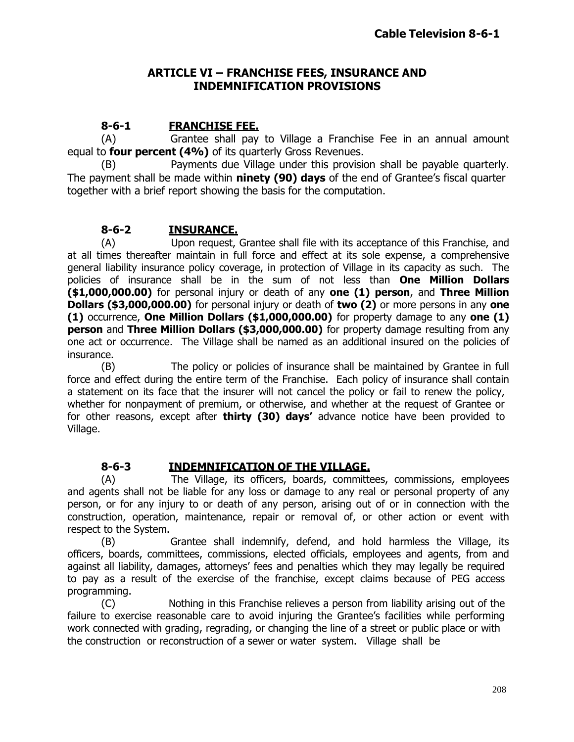## ARTICLE VI – FRANCHISE FEES, INSURANCE AND INDEMNIFICATION PROVISIONS

### 8-6-1 FRANCHISE FEE.

(A) Grantee shall pay to Village a Franchise Fee in an annual amount equal to **four percent (4%)** of its quarterly Gross Revenues.

(B) Payments due Village under this provision shall be payable quarterly. The payment shall be made within **ninety (90) days** of the end of Grantee's fiscal quarter together with a brief report showing the basis for the computation.

### 8-6-2 INSURANCE.

(A) Upon request, Grantee shall file with its acceptance of this Franchise, and at all times thereafter maintain in full force and effect at its sole expense, a comprehensive general liability insurance policy coverage, in protection of Village in its capacity as such. The policies of insurance shall be in the sum of not less than **One Million Dollars ($1,000,000.00)** for personal injury or death of any **one (1) person**, and **Three Million Dollars ($3,000,000.00)** for personal injury or death of **two (2)** or more persons in any **one (1)** occurrence, **One Million Dollars ($1,000,000.00)** for property damage to any **one (1) person** and **Three Million Dollars ($3,000,000.00)** for property damage resulting from any one act or occurrence. The Village shall be named as an additional insured on the policies of insurance.

(B) The policy or policies of insurance shall be maintained by Grantee in full force and effect during the entire term of the Franchise. Each policy of insurance shall contain a statement on its face that the insurer will not cancel the policy or fail to renew the policy, whether for nonpayment of premium, or otherwise, and whether at the request of Grantee or for other reasons, except after **thirty (30) days'** advance notice have been provided to Village.

### 8-6-3 INDEMNIFICATION OF THE VILLAGE.

(A) The Village, its officers, boards, committees, commissions, employees and agents shall not be liable for any loss or damage to any real or personal property of any person, or for any injury to or death of any person, arising out of or in connection with the construction, operation, maintenance, repair or removal of, or other action or event with respect to the System.

(B) Grantee shall indemnify, defend, and hold harmless the Village, its officers, boards, committees, commissions, elected officials, employees and agents, from and against all liability, damages, attorneys' fees and penalties which they may legally be required to pay as a result of the exercise of the franchise, except claims because of PEG access programming.

(C) Nothing in this Franchise relieves a person from liability arising out of the failure to exercise reasonable care to avoid injuring the Grantee's facilities while performing work connected with grading, regrading, or changing the line of a street or public place or with the construction or reconstruction of a sewer or water system. Village shall be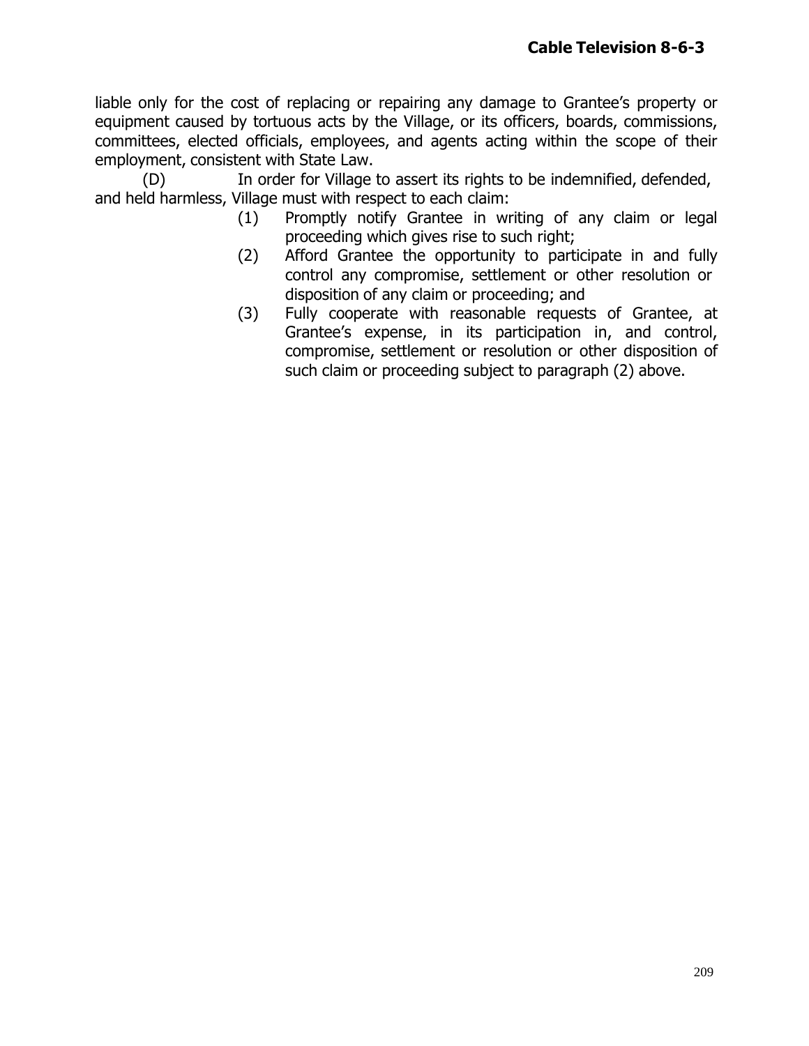liable only for the cost of replacing or repairing any damage to Grantee's property or equipment caused by tortuous acts by the Village, or its officers, boards, commissions, committees, elected officials, employees, and agents acting within the scope of their employment, consistent with State Law.

(D) In order for Village to assert its rights to be indemnified, defended, and held harmless, Village must with respect to each claim:

(1) Promptly notify Grantee in writing of any claim or legal proceeding which gives rise to such right;

(2) Afford Grantee the opportunity to participate in and fully control any compromise, settlement or other resolution or disposition of any claim or proceeding; and

(3) Fully cooperate with reasonable requests of Grantee, at Grantee's expense, in its participation in, and control, compromise, settlement or resolution or other disposition of such claim or proceeding subject to paragraph (2) above.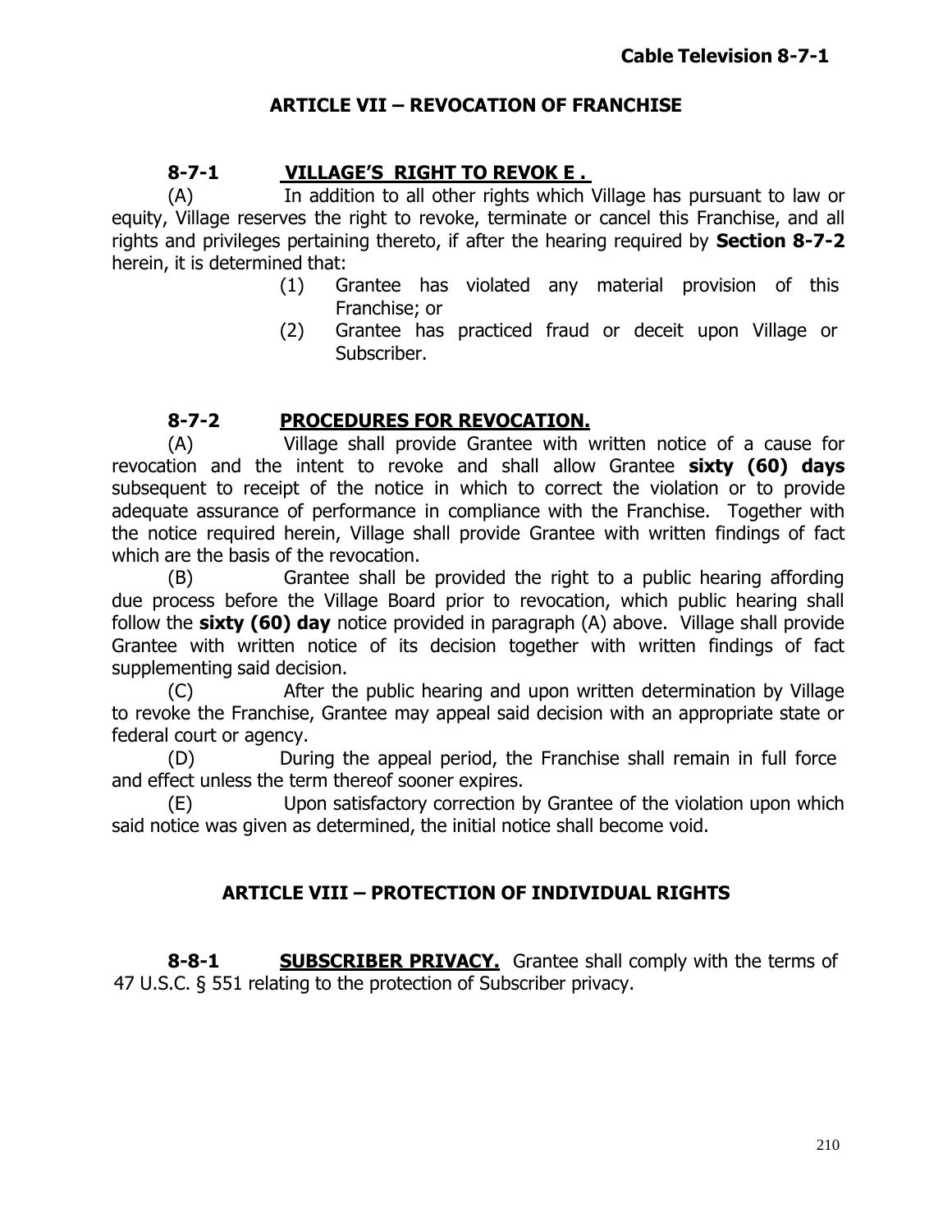## ARTICLE VII – REVOCATION OF FRANCHISE

### 8-7-1 VILLAGE'S RIGHT TO REVOK E .

(A) In addition to all other rights which Village has pursuant to law or equity, Village reserves the right to revoke, terminate or cancel this Franchise, and all rights and privileges pertaining thereto, if after the hearing required by **Section 8-7-2** herein, it is determined that:

(1) Grantee has violated any material provision of this Franchise; or

(2) Grantee has practiced fraud or deceit upon Village or Subscriber.

### 8-7-2 PROCEDURES FOR REVOCATION.

(A) Village shall provide Grantee with written notice of a cause for revocation and the intent to revoke and shall allow Grantee **sixty (60) days** subsequent to receipt of the notice in which to correct the violation or to provide adequate assurance of performance in compliance with the Franchise. Together with the notice required herein, Village shall provide Grantee with written findings of fact which are the basis of the revocation.

(B) Grantee shall be provided the right to a public hearing affording due process before the Village Board prior to revocation, which public hearing shall follow the **sixty (60) day** notice provided in paragraph (A) above. Village shall provide Grantee with written notice of its decision together with written findings of fact supplementing said decision.

(C) After the public hearing and upon written determination by Village to revoke the Franchise, Grantee may appeal said decision with an appropriate state or federal court or agency.

(D) During the appeal period, the Franchise shall remain in full force and effect unless the term thereof sooner expires.

(E) Upon satisfactory correction by Grantee of the violation upon which said notice was given as determined, the initial notice shall become void.

## ARTICLE VIII – PROTECTION OF INDIVIDUAL RIGHTS

**8-8-1 SUBSCRIBER PRIVACY.** Grantee shall comply with the terms of 47 U.S.C. § 551 relating to the protection of Subscriber privacy.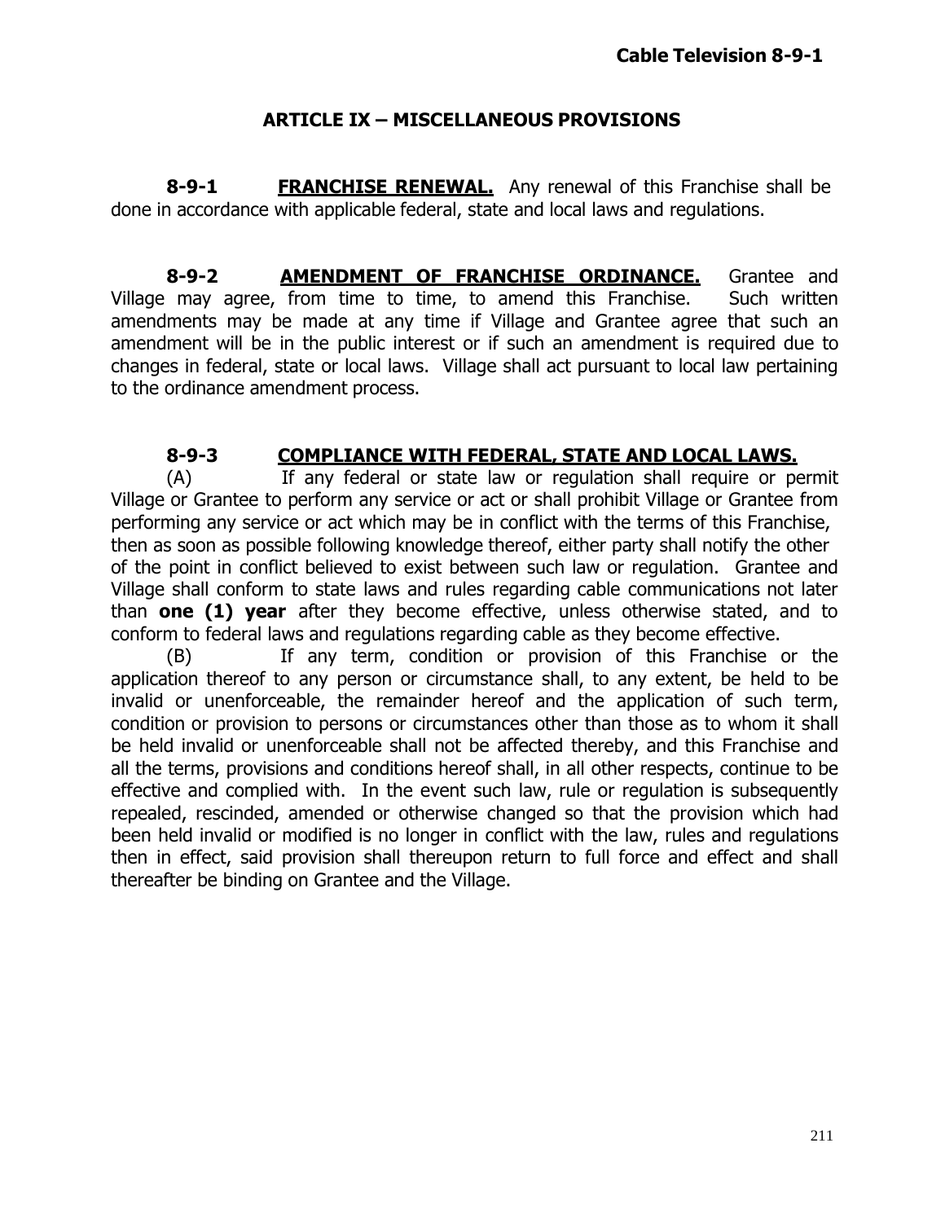## ARTICLE IX – MISCELLANEOUS PROVISIONS

**8-9-1 FRANCHISE RENEWAL.** Any renewal of this Franchise shall be done in accordance with applicable federal, state and local laws and regulations.

**8-9-2 AMENDMENT OF FRANCHISE ORDINANCE.** Grantee and Village may agree, from time to time, to amend this Franchise. Such written amendments may be made at any time if Village and Grantee agree that such an amendment will be in the public interest or if such an amendment is required due to changes in federal, state or local laws. Village shall act pursuant to local law pertaining to the ordinance amendment process.

**8-9-3 COMPLIANCE WITH FEDERAL, STATE AND LOCAL LAWS.**

(A) If any federal or state law or regulation shall require or permit Village or Grantee to perform any service or act or shall prohibit Village or Grantee from performing any service or act which may be in conflict with the terms of this Franchise, then as soon as possible following knowledge thereof, either party shall notify the other of the point in conflict believed to exist between such law or regulation. Grantee and Village shall conform to state laws and rules regarding cable communications not later than **one (1) year** after they become effective, unless otherwise stated, and to conform to federal laws and regulations regarding cable as they become effective.

(B) If any term, condition or provision of this Franchise or the application thereof to any person or circumstance shall, to any extent, be held to be invalid or unenforceable, the remainder hereof and the application of such term, condition or provision to persons or circumstances other than those as to whom it shall be held invalid or unenforceable shall not be affected thereby, and this Franchise and all the terms, provisions and conditions hereof shall, in all other respects, continue to be effective and complied with. In the event such law, rule or regulation is subsequently repealed, rescinded, amended or otherwise changed so that the provision which had been held invalid or modified is no longer in conflict with the law, rules and regulations then in effect, said provision shall thereupon return to full force and effect and shall thereafter be binding on Grantee and the Village.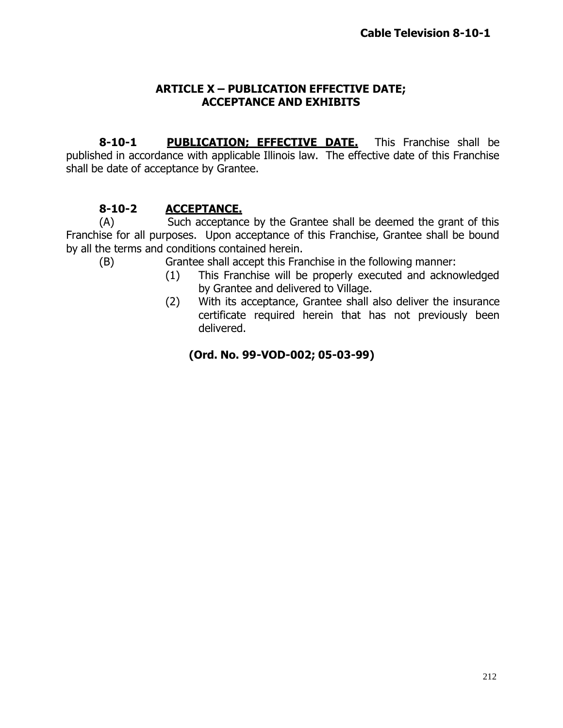## ARTICLE X – PUBLICATION EFFECTIVE DATE; ACCEPTANCE AND EXHIBITS

**8-10-1 PUBLICATION; EFFECTIVE DATE.** This Franchise shall be published in accordance with applicable Illinois law. The effective date of this Franchise shall be date of acceptance by Grantee.

**8-10-2 ACCEPTANCE.**

(A) Such acceptance by the Grantee shall be deemed the grant of this Franchise for all purposes. Upon acceptance of this Franchise, Grantee shall be bound by all the terms and conditions contained herein.

(B) Grantee shall accept this Franchise in the following manner:

(1) This Franchise will be properly executed and acknowledged by Grantee and delivered to Village.

(2) With its acceptance, Grantee shall also deliver the insurance certificate required herein that has not previously been delivered.

**(Ord. No. 99-VOD-002; 05-03-99)**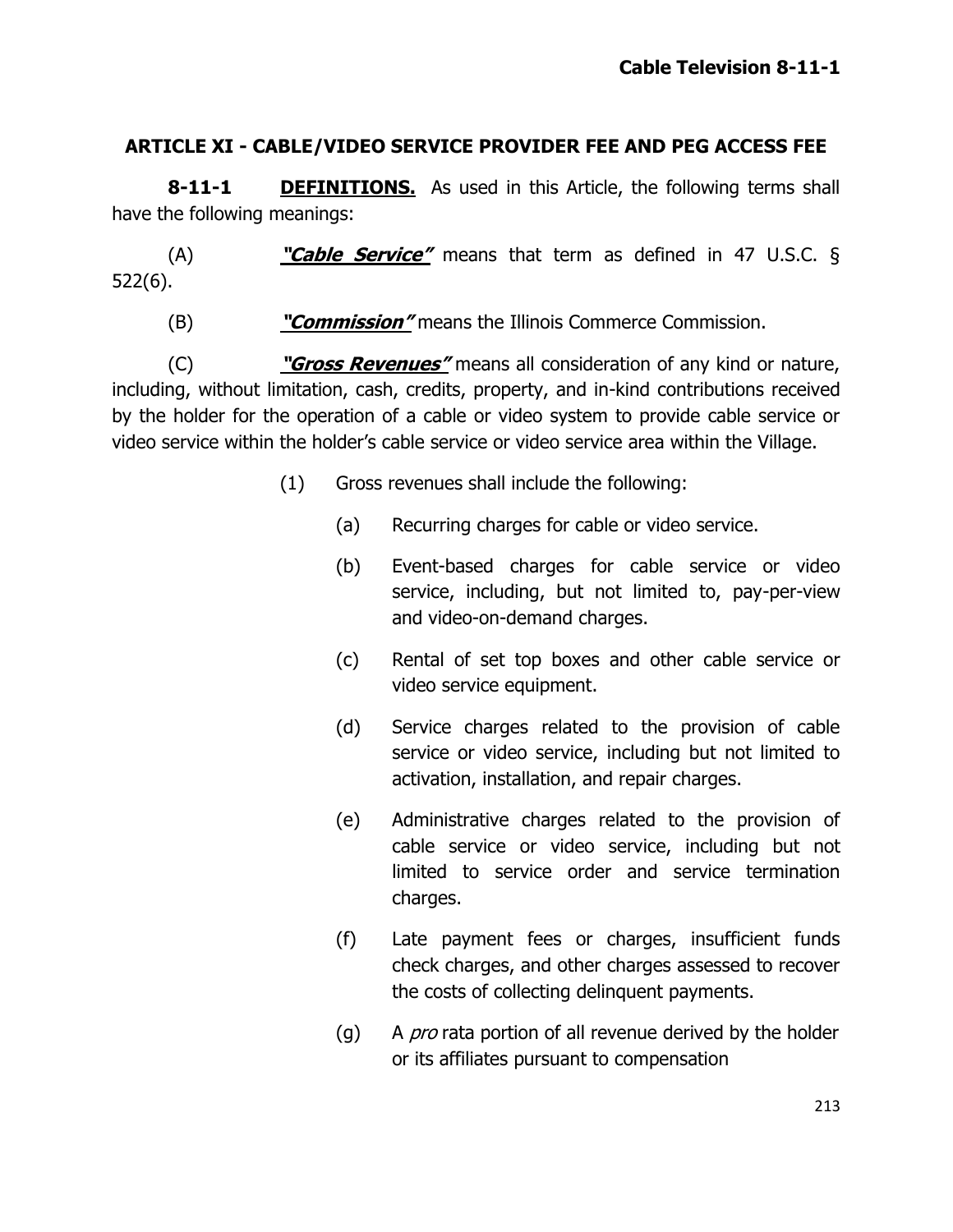## ARTICLE XI - CABLE/VIDEO SERVICE PROVIDER FEE AND PEG ACCESS FEE

**8-11-1 DEFINITIONS.** As used in this Article, the following terms shall have the following meanings:

(A) ***"Cable Service"*** means that term as defined in 47 U.S.C. § 522(6).

(B) ***"Commission"*** means the Illinois Commerce Commission.

(C) ***"Gross Revenues"*** means all consideration of any kind or nature, including, without limitation, cash, credits, property, and in-kind contributions received by the holder for the operation of a cable or video system to provide cable service or video service within the holder's cable service or video service area within the Village.

(1) Gross revenues shall include the following:

(a) Recurring charges for cable or video service.

(b) Event-based charges for cable service or video service, including, but not limited to, pay-per-view and video-on-demand charges.

(c) Rental of set top boxes and other cable service or video service equipment.

(d) Service charges related to the provision of cable service or video service, including but not limited to activation, installation, and repair charges.

(e) Administrative charges related to the provision of cable service or video service, including but not limited to service order and service termination charges.

(f) Late payment fees or charges, insufficient funds check charges, and other charges assessed to recover the costs of collecting delinquent payments.

(g) A *pro* rata portion of all revenue derived by the holder or its affiliates pursuant to compensation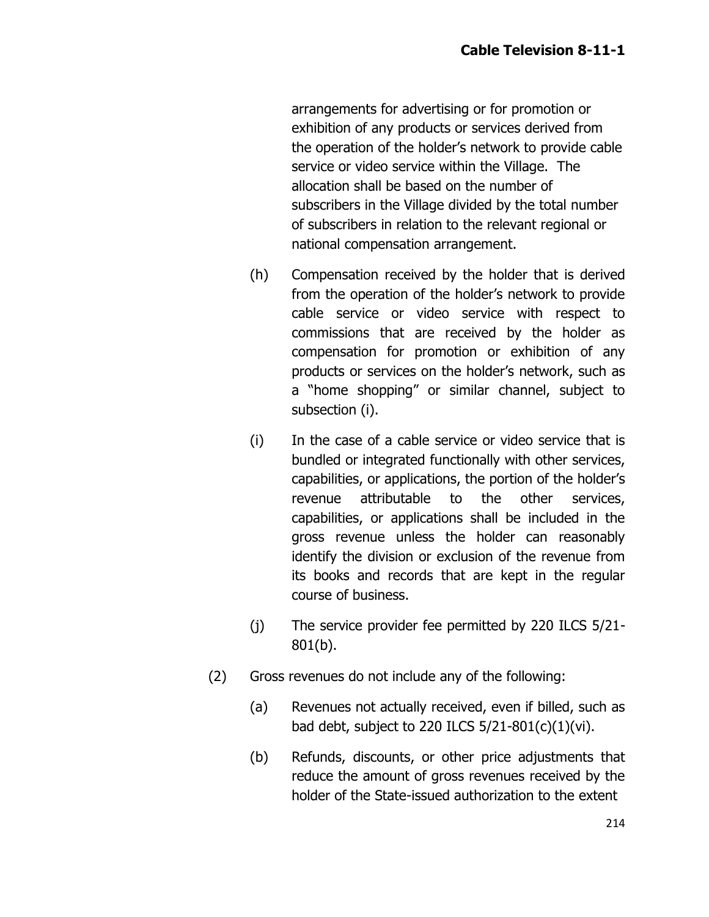arrangements for advertising or for promotion or exhibition of any products or services derived from the operation of the holder's network to provide cable service or video service within the Village. The allocation shall be based on the number of subscribers in the Village divided by the total number of subscribers in relation to the relevant regional or national compensation arrangement.

(h) Compensation received by the holder that is derived from the operation of the holder's network to provide cable service or video service with respect to commissions that are received by the holder as compensation for promotion or exhibition of any products or services on the holder's network, such as a "home shopping" or similar channel, subject to subsection (i).

(i) In the case of a cable service or video service that is bundled or integrated functionally with other services, capabilities, or applications, the portion of the holder's revenue attributable to the other services, capabilities, or applications shall be included in the gross revenue unless the holder can reasonably identify the division or exclusion of the revenue from its books and records that are kept in the regular course of business.

(j) The service provider fee permitted by 220 ILCS 5/21-801(b).

(2) Gross revenues do not include any of the following:

(a) Revenues not actually received, even if billed, such as bad debt, subject to 220 ILCS 5/21-801(c)(1)(vi).

(b) Refunds, discounts, or other price adjustments that reduce the amount of gross revenues received by the holder of the State-issued authorization to the extent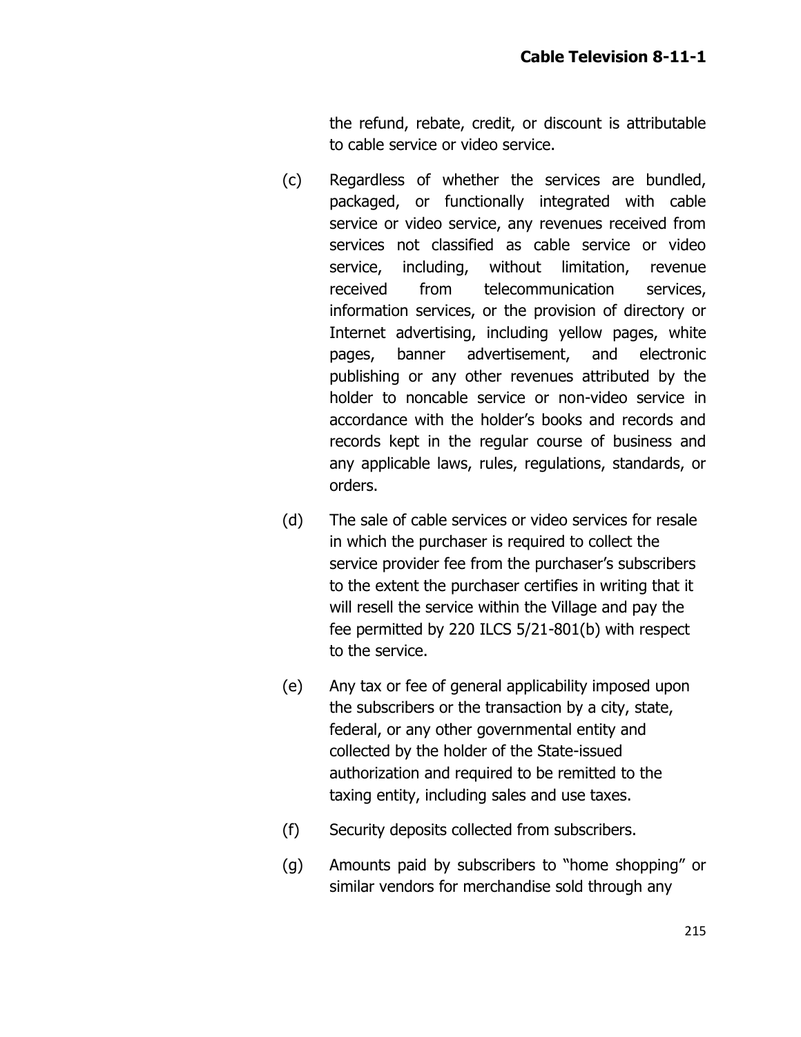the refund, rebate, credit, or discount is attributable to cable service or video service.

(c) Regardless of whether the services are bundled, packaged, or functionally integrated with cable service or video service, any revenues received from services not classified as cable service or video service, including, without limitation, revenue received from telecommunication services, information services, or the provision of directory or Internet advertising, including yellow pages, white pages, banner advertisement, and electronic publishing or any other revenues attributed by the holder to noncable service or non-video service in accordance with the holder's books and records and records kept in the regular course of business and any applicable laws, rules, regulations, standards, or orders.

(d) The sale of cable services or video services for resale in which the purchaser is required to collect the service provider fee from the purchaser's subscribers to the extent the purchaser certifies in writing that it will resell the service within the Village and pay the fee permitted by 220 ILCS 5/21-801(b) with respect to the service.

(e) Any tax or fee of general applicability imposed upon the subscribers or the transaction by a city, state, federal, or any other governmental entity and collected by the holder of the State-issued authorization and required to be remitted to the taxing entity, including sales and use taxes.

(f) Security deposits collected from subscribers.

(g) Amounts paid by subscribers to "home shopping" or similar vendors for merchandise sold through any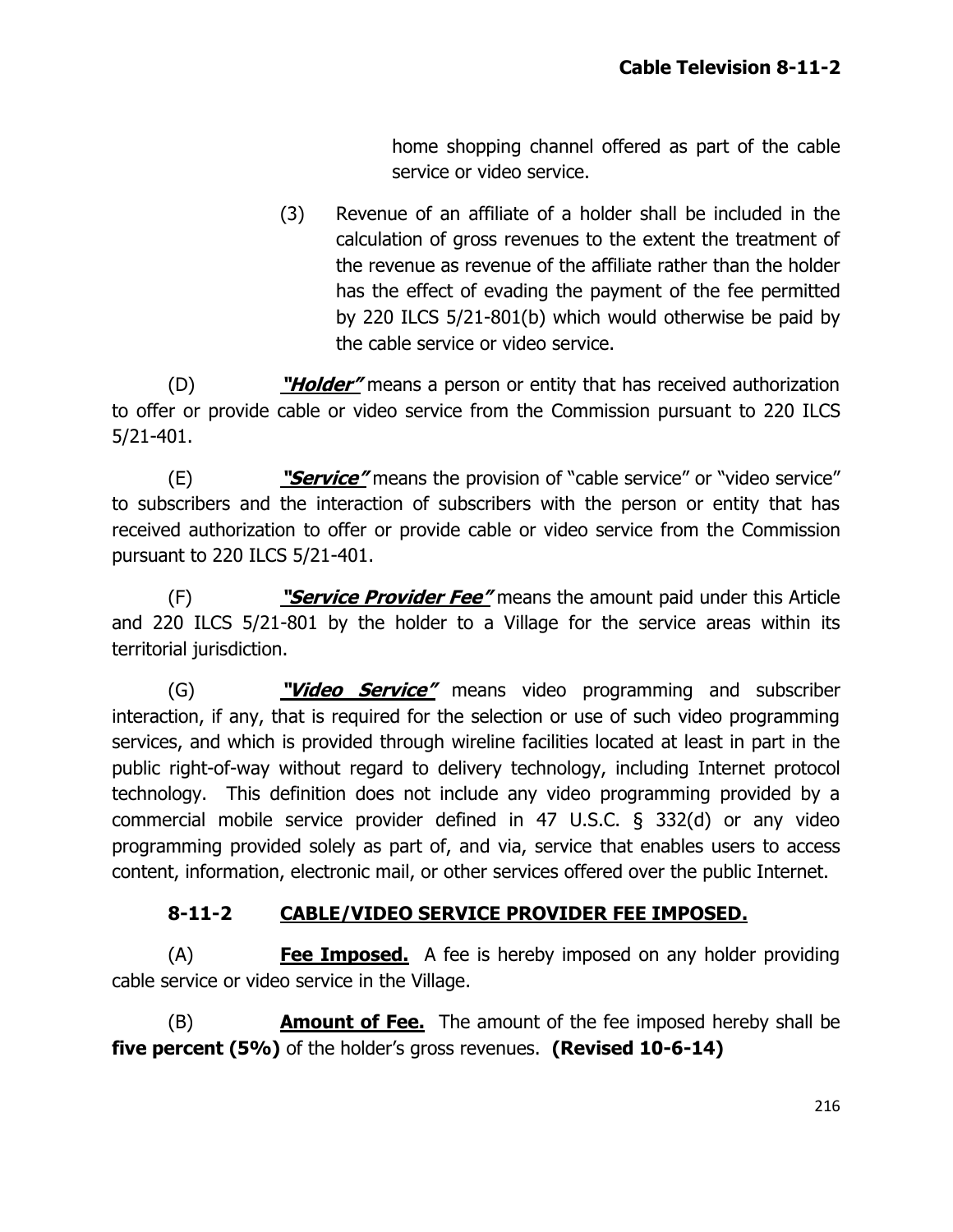home shopping channel offered as part of the cable service or video service.

(3) Revenue of an affiliate of a holder shall be included in the calculation of gross revenues to the extent the treatment of the revenue as revenue of the affiliate rather than the holder has the effect of evading the payment of the fee permitted by 220 ILCS 5/21-801(b) which would otherwise be paid by the cable service or video service.

(D) ***"Holder"*** means a person or entity that has received authorization to offer or provide cable or video service from the Commission pursuant to 220 ILCS 5/21-401.

(E) ***"Service"*** means the provision of "cable service" or "video service" to subscribers and the interaction of subscribers with the person or entity that has received authorization to offer or provide cable or video service from the Commission pursuant to 220 ILCS 5/21-401.

(F) ***"Service Provider Fee"*** means the amount paid under this Article and 220 ILCS 5/21-801 by the holder to a Village for the service areas within its territorial jurisdiction.

(G) ***"Video Service"*** means video programming and subscriber interaction, if any, that is required for the selection or use of such video programming services, and which is provided through wireline facilities located at least in part in the public right-of-way without regard to delivery technology, including Internet protocol technology. This definition does not include any video programming provided by a commercial mobile service provider defined in 47 U.S.C. § 332(d) or any video programming provided solely as part of, and via, service that enables users to access content, information, electronic mail, or other services offered over the public Internet.

## 8-11-2 CABLE/VIDEO SERVICE PROVIDER FEE IMPOSED.

(A) **Fee Imposed.** A fee is hereby imposed on any holder providing cable service or video service in the Village.

(B) **Amount of Fee.** The amount of the fee imposed hereby shall be **five percent (5%)** of the holder's gross revenues. **(Revised 10-6-14)**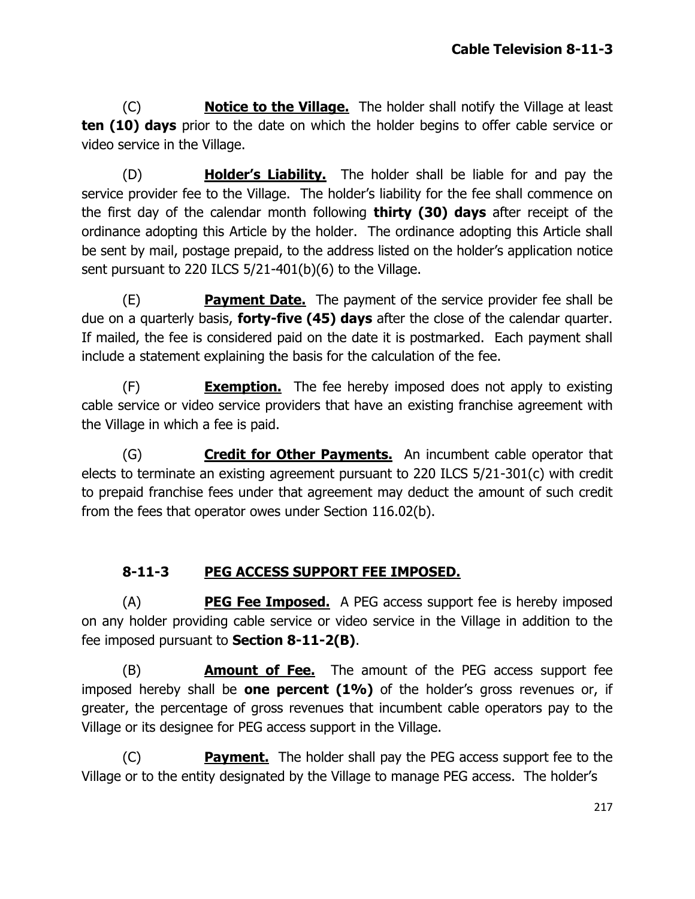(C) **Notice to the Village.** The holder shall notify the Village at least **ten (10) days** prior to the date on which the holder begins to offer cable service or video service in the Village.

(D) **Holder's Liability.** The holder shall be liable for and pay the service provider fee to the Village. The holder's liability for the fee shall commence on the first day of the calendar month following **thirty (30) days** after receipt of the ordinance adopting this Article by the holder. The ordinance adopting this Article shall be sent by mail, postage prepaid, to the address listed on the holder's application notice sent pursuant to 220 ILCS 5/21-401(b)(6) to the Village.

(E) **Payment Date.** The payment of the service provider fee shall be due on a quarterly basis, **forty-five (45) days** after the close of the calendar quarter. If mailed, the fee is considered paid on the date it is postmarked. Each payment shall include a statement explaining the basis for the calculation of the fee.

(F) **Exemption.** The fee hereby imposed does not apply to existing cable service or video service providers that have an existing franchise agreement with the Village in which a fee is paid.

(G) **Credit for Other Payments.** An incumbent cable operator that elects to terminate an existing agreement pursuant to 220 ILCS 5/21-301(c) with credit to prepaid franchise fees under that agreement may deduct the amount of such credit from the fees that operator owes under Section 116.02(b).

## 8-11-3 PEG ACCESS SUPPORT FEE IMPOSED.

(A) **PEG Fee Imposed.** A PEG access support fee is hereby imposed on any holder providing cable service or video service in the Village in addition to the fee imposed pursuant to **Section 8-11-2(B)**.

(B) **Amount of Fee.** The amount of the PEG access support fee imposed hereby shall be **one percent (1%)** of the holder's gross revenues or, if greater, the percentage of gross revenues that incumbent cable operators pay to the Village or its designee for PEG access support in the Village.

(C) **Payment.** The holder shall pay the PEG access support fee to the Village or to the entity designated by the Village to manage PEG access. The holder's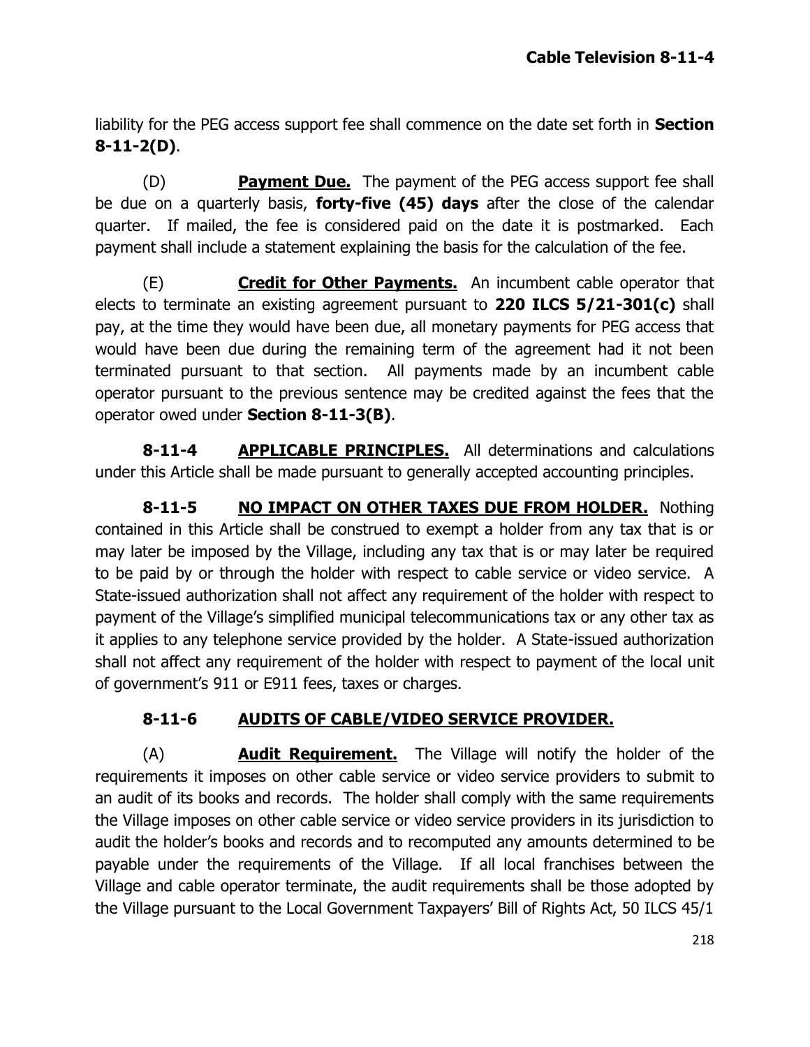liability for the PEG access support fee shall commence on the date set forth in **Section 8-11-2(D)**.

(D) **Payment Due.** The payment of the PEG access support fee shall be due on a quarterly basis, **forty-five (45) days** after the close of the calendar quarter. If mailed, the fee is considered paid on the date it is postmarked. Each payment shall include a statement explaining the basis for the calculation of the fee.

(E) **Credit for Other Payments.** An incumbent cable operator that elects to terminate an existing agreement pursuant to **220 ILCS 5/21-301(c)** shall pay, at the time they would have been due, all monetary payments for PEG access that would have been due during the remaining term of the agreement had it not been terminated pursuant to that section. All payments made by an incumbent cable operator pursuant to the previous sentence may be credited against the fees that the operator owed under **Section 8-11-3(B)**.

**8-11-4 APPLICABLE PRINCIPLES.** All determinations and calculations under this Article shall be made pursuant to generally accepted accounting principles.

**8-11-5 NO IMPACT ON OTHER TAXES DUE FROM HOLDER.** Nothing contained in this Article shall be construed to exempt a holder from any tax that is or may later be imposed by the Village, including any tax that is or may later be required to be paid by or through the holder with respect to cable service or video service. A State-issued authorization shall not affect any requirement of the holder with respect to payment of the Village's simplified municipal telecommunications tax or any other tax as it applies to any telephone service provided by the holder. A State-issued authorization shall not affect any requirement of the holder with respect to payment of the local unit of government's 911 or E911 fees, taxes or charges.

**8-11-6 AUDITS OF CABLE/VIDEO SERVICE PROVIDER.**

(A) **Audit Requirement.** The Village will notify the holder of the requirements it imposes on other cable service or video service providers to submit to an audit of its books and records. The holder shall comply with the same requirements the Village imposes on other cable service or video service providers in its jurisdiction to audit the holder's books and records and to recomputed any amounts determined to be payable under the requirements of the Village. If all local franchises between the Village and cable operator terminate, the audit requirements shall be those adopted by the Village pursuant to the Local Government Taxpayers' Bill of Rights Act, 50 ILCS 45/1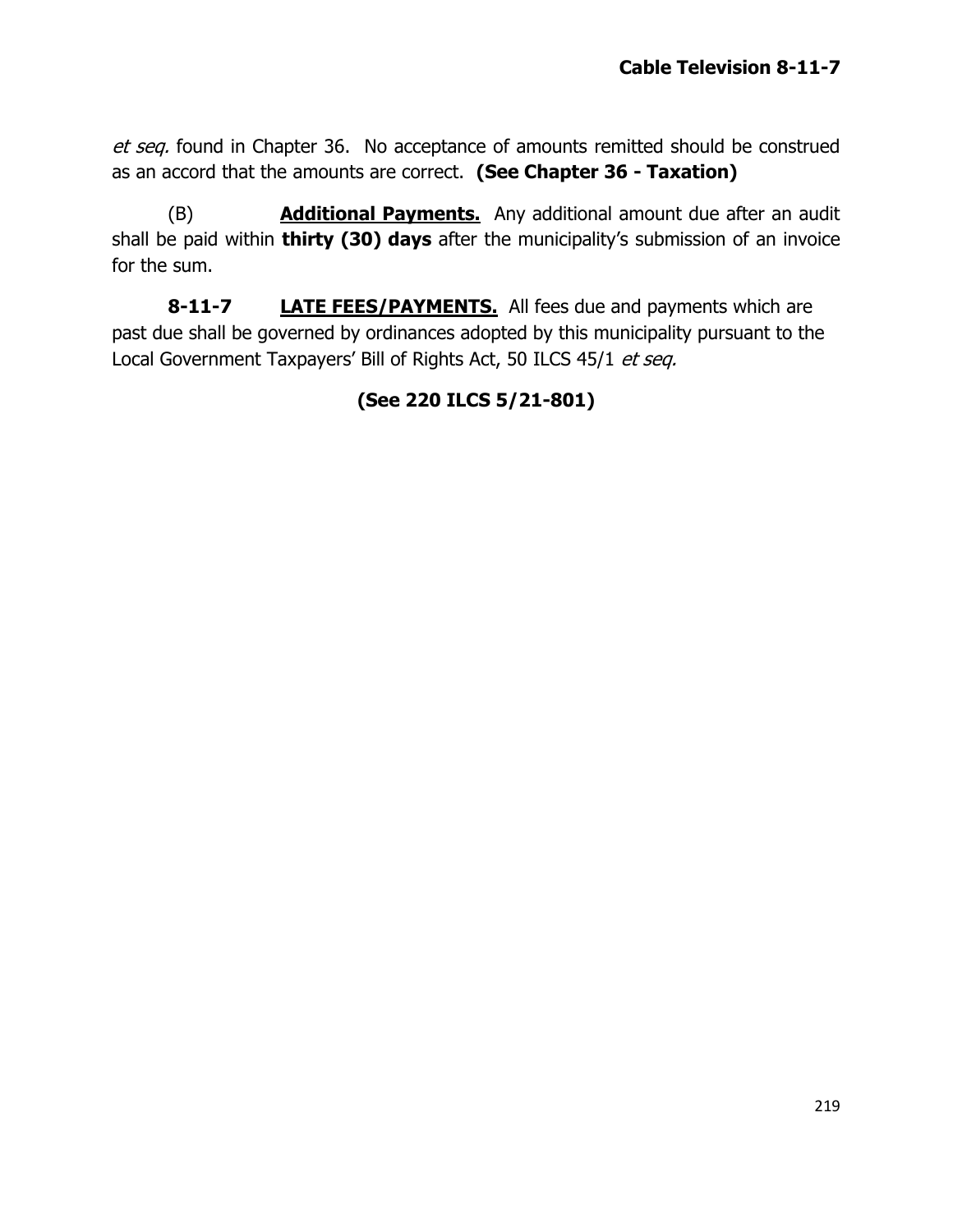*et seq.* found in Chapter 36. No acceptance of amounts remitted should be construed as an accord that the amounts are correct. **(See Chapter 36 - Taxation)**

(B) **Additional Payments.** Any additional amount due after an audit shall be paid within **thirty (30) days** after the municipality's submission of an invoice for the sum.

**8-11-7 LATE FEES/PAYMENTS.** All fees due and payments which are past due shall be governed by ordinances adopted by this municipality pursuant to the Local Government Taxpayers' Bill of Rights Act, 50 ILCS 45/1 *et seq.*

**(See 220 ILCS 5/21-801)**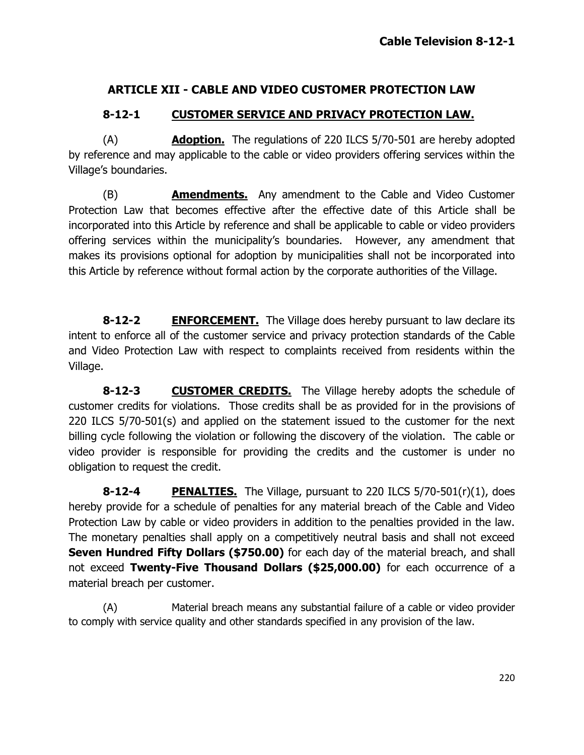## ARTICLE XII - CABLE AND VIDEO CUSTOMER PROTECTION LAW

### 8-12-1 CUSTOMER SERVICE AND PRIVACY PROTECTION LAW.

(A) **Adoption.** The regulations of 220 ILCS 5/70-501 are hereby adopted by reference and may applicable to the cable or video providers offering services within the Village's boundaries.

(B) **Amendments.** Any amendment to the Cable and Video Customer Protection Law that becomes effective after the effective date of this Article shall be incorporated into this Article by reference and shall be applicable to cable or video providers offering services within the municipality's boundaries. However, any amendment that makes its provisions optional for adoption by municipalities shall not be incorporated into this Article by reference without formal action by the corporate authorities of the Village.

**8-12-2 ENFORCEMENT.** The Village does hereby pursuant to law declare its intent to enforce all of the customer service and privacy protection standards of the Cable and Video Protection Law with respect to complaints received from residents within the Village.

**8-12-3 CUSTOMER CREDITS.** The Village hereby adopts the schedule of customer credits for violations. Those credits shall be as provided for in the provisions of 220 ILCS 5/70-501(s) and applied on the statement issued to the customer for the next billing cycle following the violation or following the discovery of the violation. The cable or video provider is responsible for providing the credits and the customer is under no obligation to request the credit.

**8-12-4 PENALTIES.** The Village, pursuant to 220 ILCS 5/70-501(r)(1), does hereby provide for a schedule of penalties for any material breach of the Cable and Video Protection Law by cable or video providers in addition to the penalties provided in the law. The monetary penalties shall apply on a competitively neutral basis and shall not exceed **Seven Hundred Fifty Dollars ($750.00)** for each day of the material breach, and shall not exceed **Twenty-Five Thousand Dollars ($25,000.00)** for each occurrence of a material breach per customer.

(A) Material breach means any substantial failure of a cable or video provider to comply with service quality and other standards specified in any provision of the law.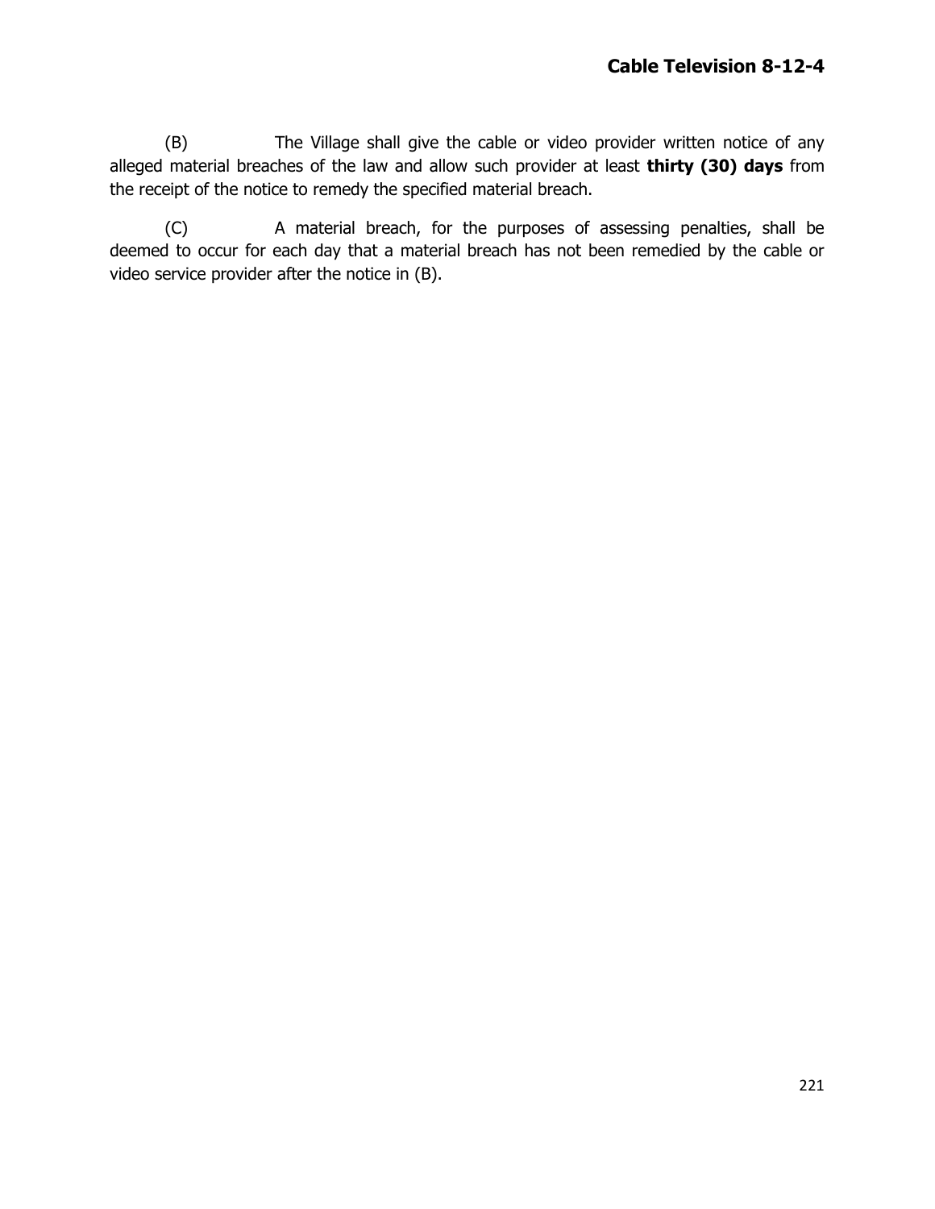(B) The Village shall give the cable or video provider written notice of any alleged material breaches of the law and allow such provider at least **thirty (30) days** from the receipt of the notice to remedy the specified material breach.

(C) A material breach, for the purposes of assessing penalties, shall be deemed to occur for each day that a material breach has not been remedied by the cable or video service provider after the notice in (B).